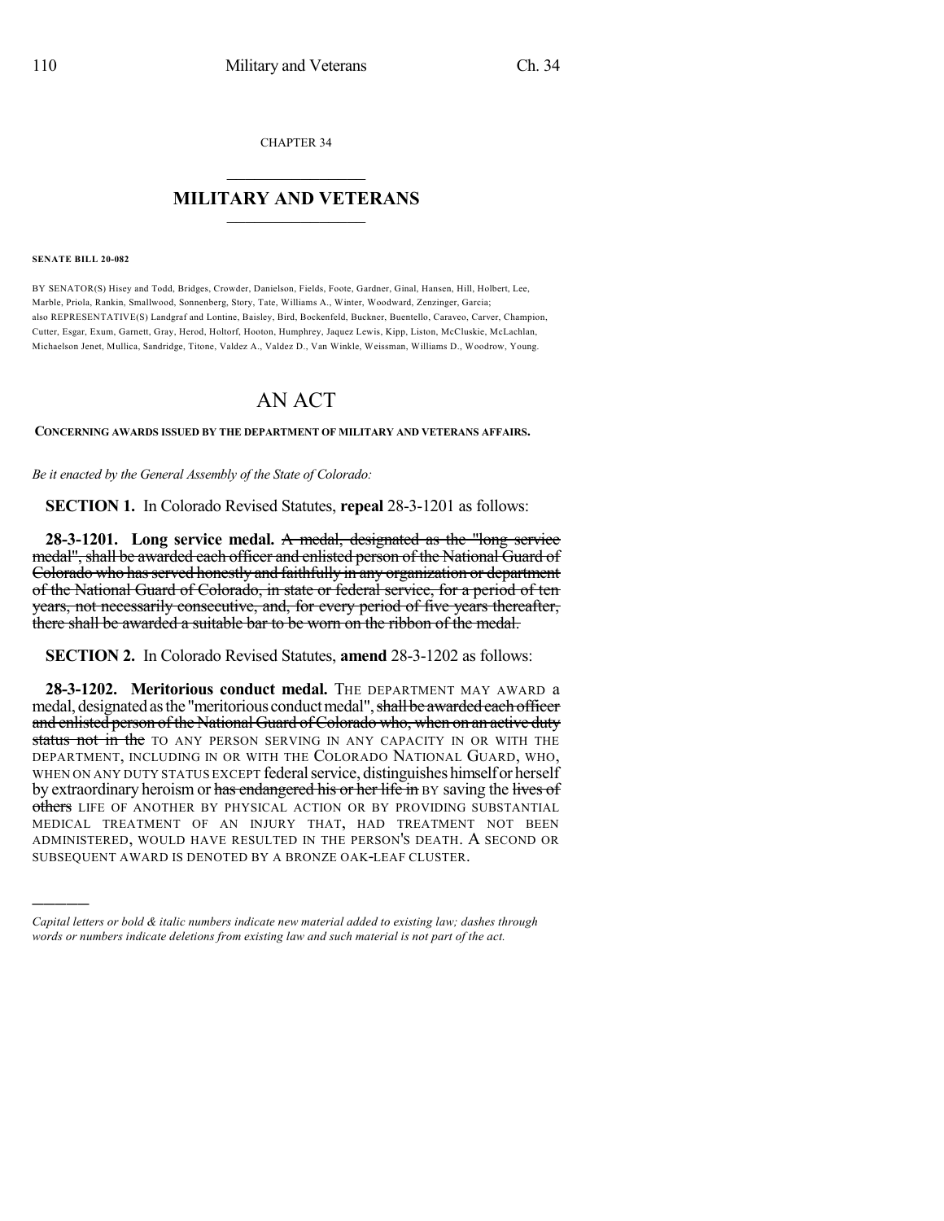CHAPTER 34

# MILITARY AND VETERANS

**SENATE BILL 20-082**

BY SENATOR(S) Hisey and Todd, Bridges, Crowder, Danielson, Fields, Foote, Gardner, Ginal, Hansen, Hill, Holbert, Lee, Marble, Priola, Rankin, Smallwood, Sonnenberg, Story, Tate, Williams A., Winter, Woodward, Zenzinger, Garcia;
also REPRESENTATIVE(S) Landgraf and Lontine, Baisley, Bird, Bockenfeld, Buckner, Buentello, Caraveo, Carver, Champion, Cutter, Esgar, Exum, Garnett, Gray, Herod, Holtorf, Hooton, Humphrey, Jaquez Lewis, Kipp, Liston, McCluskie, McLachlan, Michaelson Jenet, Mullica, Sandridge, Titone, Valdez A., Valdez D., Van Winkle, Weissman, Williams D., Woodrow, Young.

# AN ACT

**CONCERNING AWARDS ISSUED BY THE DEPARTMENT OF MILITARY AND VETERANS AFFAIRS.**

*Be it enacted by the General Assembly of the State of Colorado:*

**SECTION 1.** In Colorado Revised Statutes, **repeal** 28-3-1201 as follows:

**28-3-1201. Long service medal.** ~~A medal, designated as the "long service medal", shall be awarded each officer and enlisted person of the National Guard of Colorado who has served honestly and faithfully in any organization or department of the National Guard of Colorado, in state or federal service, for a period of ten years, not necessarily consecutive, and, for every period of five years thereafter, there shall be awarded a suitable bar to be worn on the ribbon of the medal.~~

**SECTION 2.** In Colorado Revised Statutes, **amend** 28-3-1202 as follows:

**28-3-1202. Meritorious conduct medal.** THE DEPARTMENT MAY AWARD a medal, designated as the "meritorious conduct medal", ~~shall be awarded each officer and enlisted person of the National Guard of Colorado who, when on an active duty status not in the~~ TO ANY PERSON SERVING IN ANY CAPACITY IN OR WITH THE DEPARTMENT, INCLUDING IN OR WITH THE COLORADO NATIONAL GUARD, WHO, WHEN ON ANY DUTY STATUS EXCEPT federal service, distinguishes himself or herself by extraordinary heroism or ~~has endangered his or her life in~~ BY saving the ~~lives of others~~ LIFE OF ANOTHER BY PHYSICAL ACTION OR BY PROVIDING SUBSTANTIAL MEDICAL TREATMENT OF AN INJURY THAT, HAD TREATMENT NOT BEEN ADMINISTERED, WOULD HAVE RESULTED IN THE PERSON'S DEATH. A SECOND OR SUBSEQUENT AWARD IS DENOTED BY A BRONZE OAK-LEAF CLUSTER.

---

*Capital letters or bold & italic numbers indicate new material added to existing law; dashes through words or numbers indicate deletions from existing law and such material is not part of the act.*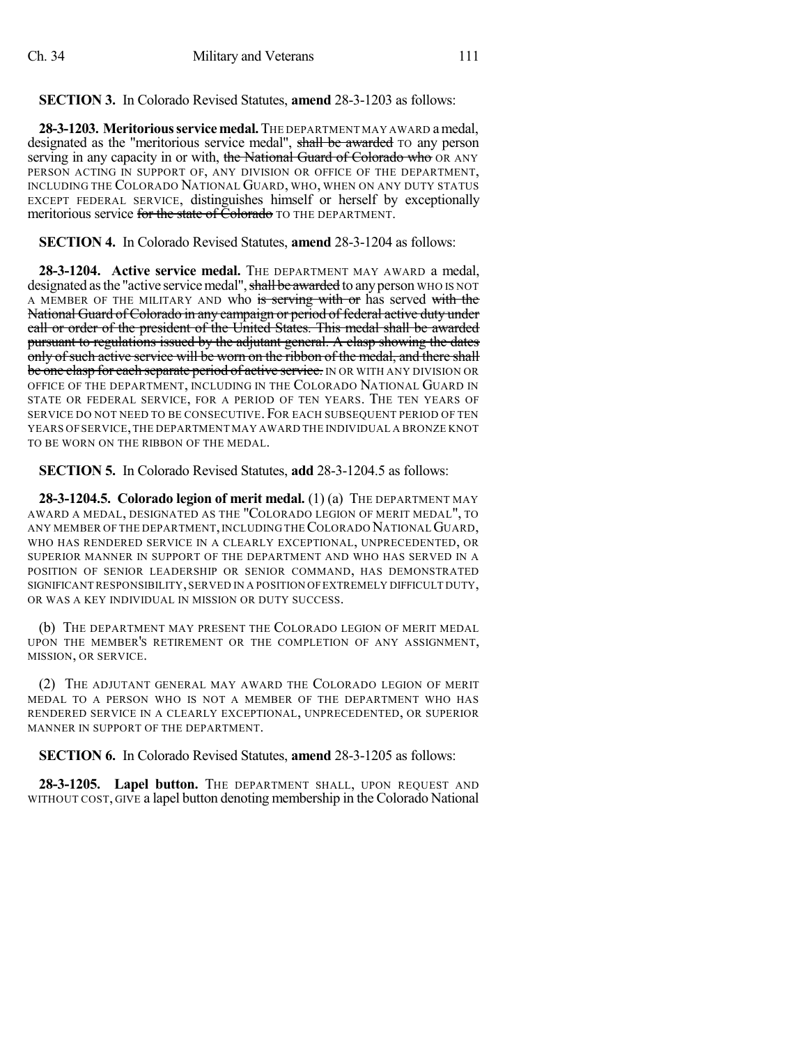**SECTION 3.** In Colorado Revised Statutes, **amend** 28-3-1203 as follows:

**28-3-1203. Meritorious service medal.** THE DEPARTMENT MAY AWARD a medal, designated as the "meritorious service medal", ~~shall be awarded~~ TO any person serving in any capacity in or with, ~~the National Guard of Colorado who~~ OR ANY PERSON ACTING IN SUPPORT OF, ANY DIVISION OR OFFICE OF THE DEPARTMENT, INCLUDING THE COLORADO NATIONAL GUARD, WHO, WHEN ON ANY DUTY STATUS EXCEPT FEDERAL SERVICE, distinguishes himself or herself by exceptionally meritorious service ~~for the state of Colorado~~ TO THE DEPARTMENT.

**SECTION 4.** In Colorado Revised Statutes, **amend** 28-3-1204 as follows:

**28-3-1204. Active service medal.** THE DEPARTMENT MAY AWARD a medal, designated as the "active service medal", ~~shall be awarded~~ to any person WHO IS NOT A MEMBER OF THE MILITARY AND who ~~is serving with or~~ has served ~~with the National Guard of Colorado in any campaign or period of federal active duty under call or order of the president of the United States. This medal shall be awarded pursuant to regulations issued by the adjutant general. A clasp showing the dates only of such active service will be worn on the ribbon of the medal, and there shall be one clasp for each separate period of active service.~~ IN OR WITH ANY DIVISION OR OFFICE OF THE DEPARTMENT, INCLUDING IN THE COLORADO NATIONAL GUARD IN STATE OR FEDERAL SERVICE, FOR A PERIOD OF TEN YEARS. THE TEN YEARS OF SERVICE DO NOT NEED TO BE CONSECUTIVE. FOR EACH SUBSEQUENT PERIOD OF TEN YEARS OF SERVICE, THE DEPARTMENT MAY AWARD THE INDIVIDUAL A BRONZE KNOT TO BE WORN ON THE RIBBON OF THE MEDAL.

**SECTION 5.** In Colorado Revised Statutes, **add** 28-3-1204.5 as follows:

**28-3-1204.5. Colorado legion of merit medal.** (1) (a) THE DEPARTMENT MAY AWARD A MEDAL, DESIGNATED AS THE "COLORADO LEGION OF MERIT MEDAL", TO ANY MEMBER OF THE DEPARTMENT, INCLUDING THE COLORADO NATIONAL GUARD, WHO HAS RENDERED SERVICE IN A CLEARLY EXCEPTIONAL, UNPRECEDENTED, OR SUPERIOR MANNER IN SUPPORT OF THE DEPARTMENT AND WHO HAS SERVED IN A POSITION OF SENIOR LEADERSHIP OR SENIOR COMMAND, HAS DEMONSTRATED SIGNIFICANT RESPONSIBILITY, SERVED IN A POSITION OF EXTREMELY DIFFICULT DUTY, OR WAS A KEY INDIVIDUAL IN MISSION OR DUTY SUCCESS.

(b) THE DEPARTMENT MAY PRESENT THE COLORADO LEGION OF MERIT MEDAL UPON THE MEMBER'S RETIREMENT OR THE COMPLETION OF ANY ASSIGNMENT, MISSION, OR SERVICE.

(2) THE ADJUTANT GENERAL MAY AWARD THE COLORADO LEGION OF MERIT MEDAL TO A PERSON WHO IS NOT A MEMBER OF THE DEPARTMENT WHO HAS RENDERED SERVICE IN A CLEARLY EXCEPTIONAL, UNPRECEDENTED, OR SUPERIOR MANNER IN SUPPORT OF THE DEPARTMENT.

**SECTION 6.** In Colorado Revised Statutes, **amend** 28-3-1205 as follows:

**28-3-1205. Lapel button.** THE DEPARTMENT SHALL, UPON REQUEST AND WITHOUT COST, GIVE a lapel button denoting membership in the Colorado National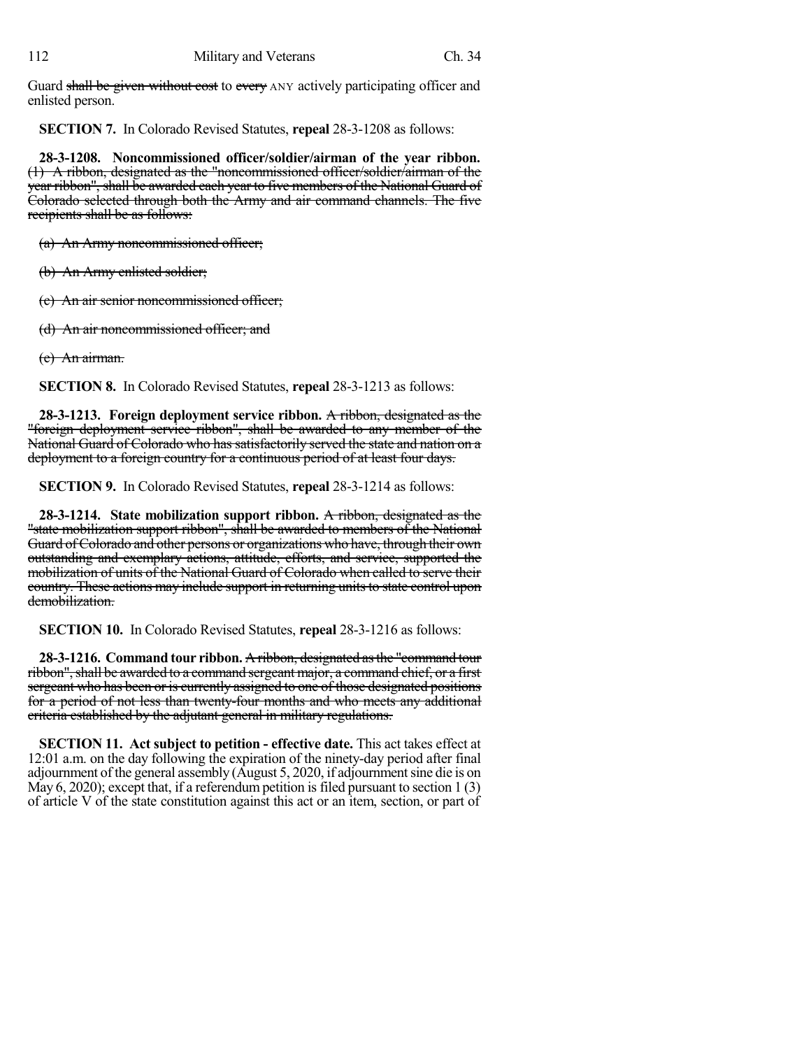Guard ~~shall be given without cost~~ to ~~every~~ ANY actively participating officer and enlisted person.

**SECTION 7.** In Colorado Revised Statutes, **repeal** 28-3-1208 as follows:

**28-3-1208. Noncommissioned officer/soldier/airman of the year ribbon.** ~~(1) A ribbon, designated as the "noncommissioned officer/soldier/airman of the year ribbon", shall be awarded each year to five members of the National Guard of Colorado selected through both the Army and air command channels. The five recipients shall be as follows:~~

~~(a) An Army noncommissioned officer;~~

~~(b) An Army enlisted soldier;~~

~~(c) An air senior noncommissioned officer;~~

~~(d) An air noncommissioned officer; and~~

~~(e) An airman.~~

**SECTION 8.** In Colorado Revised Statutes, **repeal** 28-3-1213 as follows:

**28-3-1213. Foreign deployment service ribbon.** ~~A ribbon, designated as the "foreign deployment service ribbon", shall be awarded to any member of the National Guard of Colorado who has satisfactorily served the state and nation on a deployment to a foreign country for a continuous period of at least four days.~~

**SECTION 9.** In Colorado Revised Statutes, **repeal** 28-3-1214 as follows:

**28-3-1214. State mobilization support ribbon.** ~~A ribbon, designated as the "state mobilization support ribbon", shall be awarded to members of the National Guard of Colorado and other persons or organizations who have, through their own outstanding and exemplary actions, attitude, efforts, and service, supported the mobilization of units of the National Guard of Colorado when called to serve their country. These actions may include support in returning units to state control upon demobilization.~~

**SECTION 10.** In Colorado Revised Statutes, **repeal** 28-3-1216 as follows:

**28-3-1216. Command tour ribbon.** ~~A ribbon, designated as the "command tour ribbon", shall be awarded to a command sergeant major, a command chief, or a first sergeant who has been or is currently assigned to one of those designated positions for a period of not less than twenty-four months and who meets any additional criteria established by the adjutant general in military regulations.~~

**SECTION 11. Act subject to petition - effective date.** This act takes effect at 12:01 a.m. on the day following the expiration of the ninety-day period after final adjournment of the general assembly (August 5, 2020, if adjournment sine die is on May 6, 2020); except that, if a referendum petition is filed pursuant to section 1 (3) of article V of the state constitution against this act or an item, section, or part of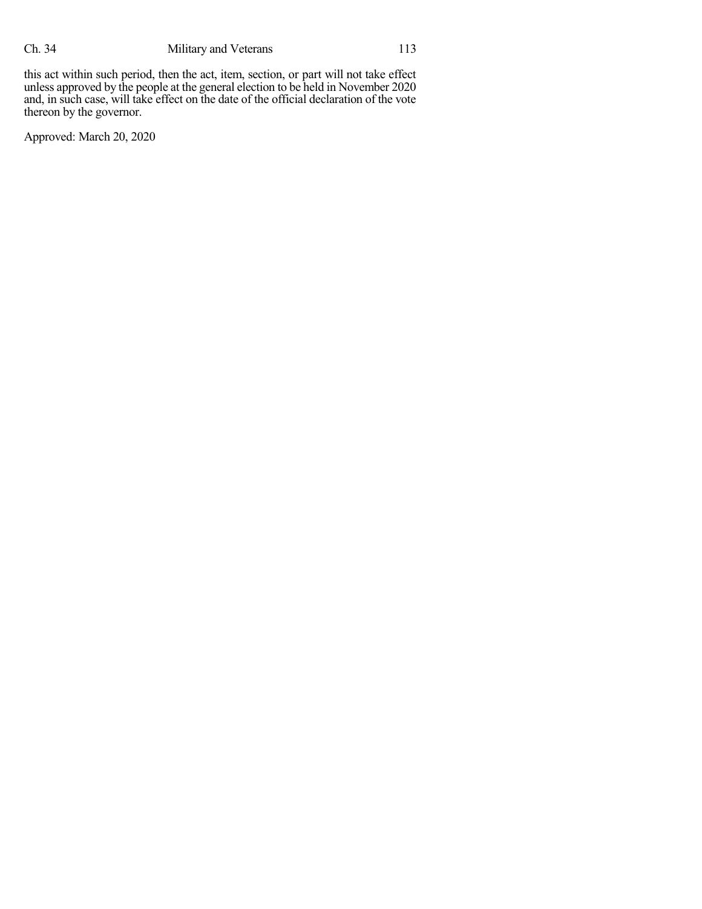this act within such period, then the act, item, section, or part will not take effect unless approved by the people at the general election to be held in November 2020 and, in such case, will take effect on the date of the official declaration of the vote thereon by the governor.

Approved: March 20, 2020